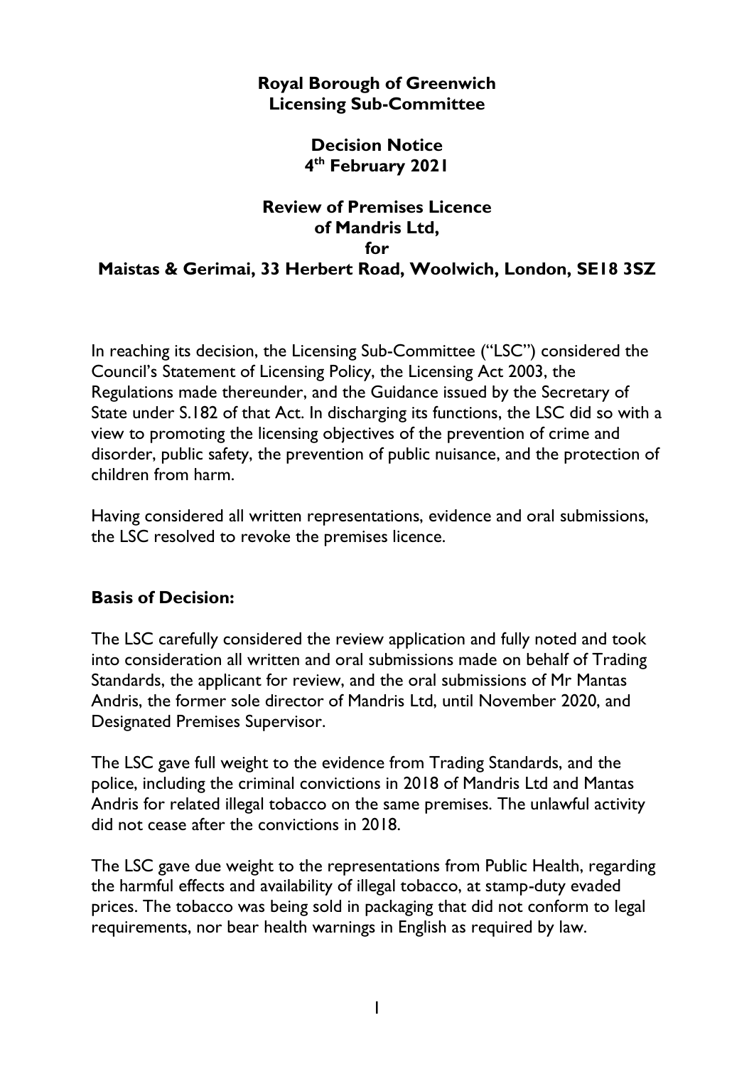**Royal Borough of Greenwich**
**Licensing Sub-Committee**

**Decision Notice**
**4th February 2021**

**Review of Premises Licence**
**of Mandris Ltd,**
**for**
**Maistas & Gerimai, 33 Herbert Road, Woolwich, London, SE18 3SZ**

In reaching its decision, the Licensing Sub-Committee ("LSC") considered the Council's Statement of Licensing Policy, the Licensing Act 2003, the Regulations made thereunder, and the Guidance issued by the Secretary of State under S.182 of that Act. In discharging its functions, the LSC did so with a view to promoting the licensing objectives of the prevention of crime and disorder, public safety, the prevention of public nuisance, and the protection of children from harm.

Having considered all written representations, evidence and oral submissions, the LSC resolved to revoke the premises licence.

## Basis of Decision:

The LSC carefully considered the review application and fully noted and took into consideration all written and oral submissions made on behalf of Trading Standards, the applicant for review, and the oral submissions of Mr Mantas Andris, the former sole director of Mandris Ltd, until November 2020, and Designated Premises Supervisor.

The LSC gave full weight to the evidence from Trading Standards, and the police, including the criminal convictions in 2018 of Mandris Ltd and Mantas Andris for related illegal tobacco on the same premises. The unlawful activity did not cease after the convictions in 2018.

The LSC gave due weight to the representations from Public Health, regarding the harmful effects and availability of illegal tobacco, at stamp-duty evaded prices. The tobacco was being sold in packaging that did not conform to legal requirements, nor bear health warnings in English as required by law.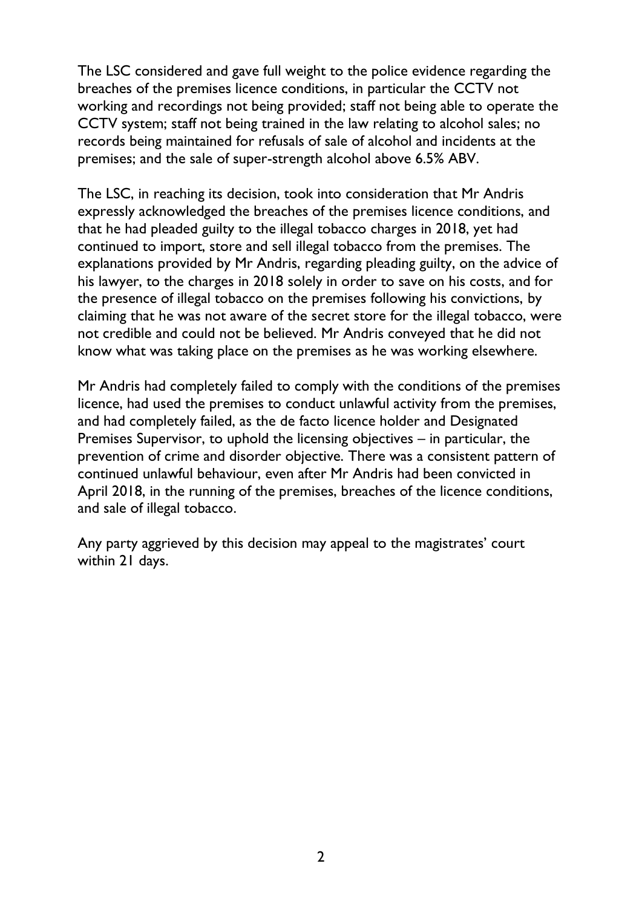The LSC considered and gave full weight to the police evidence regarding the breaches of the premises licence conditions, in particular the CCTV not working and recordings not being provided; staff not being able to operate the CCTV system; staff not being trained in the law relating to alcohol sales; no records being maintained for refusals of sale of alcohol and incidents at the premises; and the sale of super-strength alcohol above 6.5% ABV.

The LSC, in reaching its decision, took into consideration that Mr Andris expressly acknowledged the breaches of the premises licence conditions, and that he had pleaded guilty to the illegal tobacco charges in 2018, yet had continued to import, store and sell illegal tobacco from the premises. The explanations provided by Mr Andris, regarding pleading guilty, on the advice of his lawyer, to the charges in 2018 solely in order to save on his costs, and for the presence of illegal tobacco on the premises following his convictions, by claiming that he was not aware of the secret store for the illegal tobacco, were not credible and could not be believed. Mr Andris conveyed that he did not know what was taking place on the premises as he was working elsewhere.

Mr Andris had completely failed to comply with the conditions of the premises licence, had used the premises to conduct unlawful activity from the premises, and had completely failed, as the de facto licence holder and Designated Premises Supervisor, to uphold the licensing objectives – in particular, the prevention of crime and disorder objective. There was a consistent pattern of continued unlawful behaviour, even after Mr Andris had been convicted in April 2018, in the running of the premises, breaches of the licence conditions, and sale of illegal tobacco.

Any party aggrieved by this decision may appeal to the magistrates' court within 21 days.